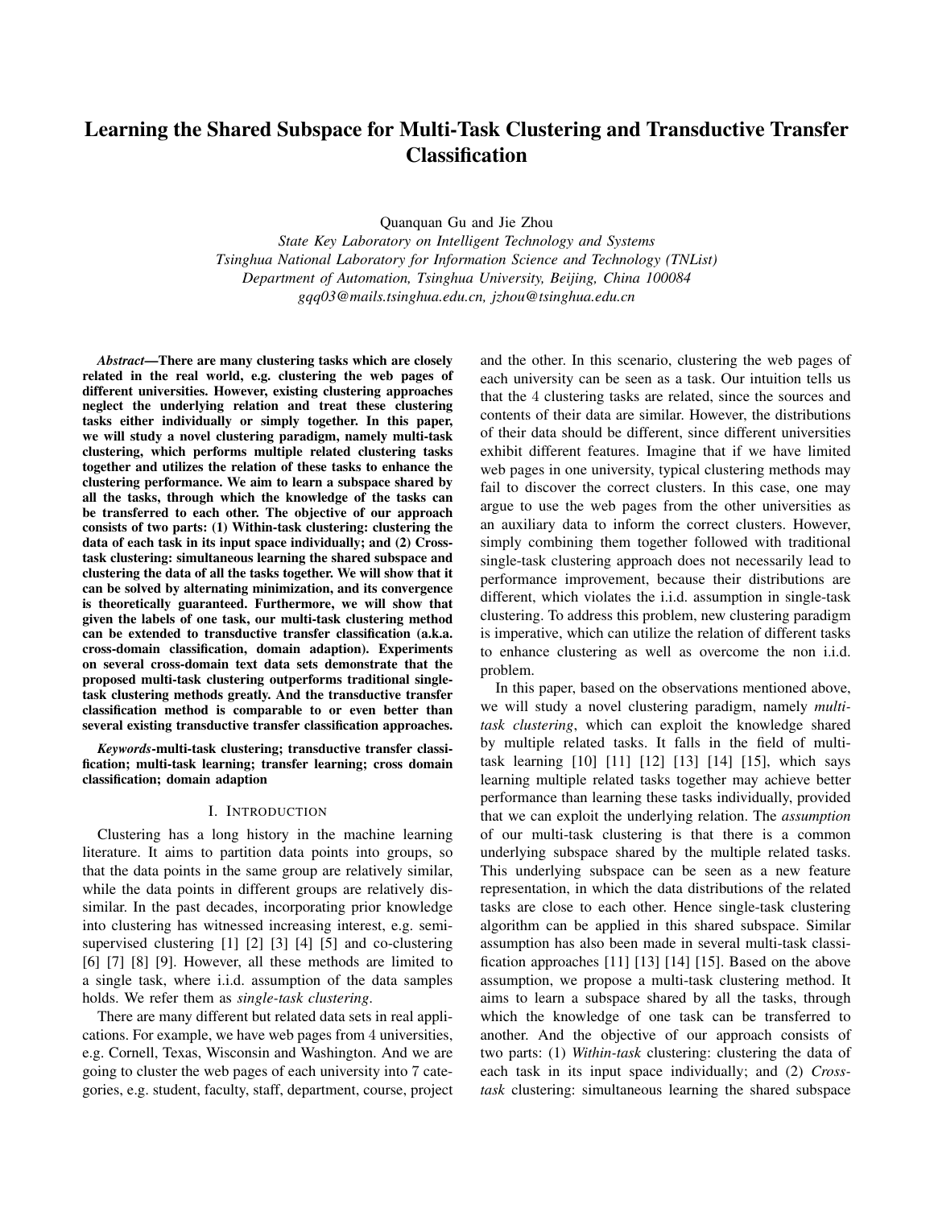# Learning the Shared Subspace for Multi-Task Clustering and Transductive Transfer Classification

Quanquan Gu and Jie Zhou

*State Key Laboratory on Intelligent Technology and Systems*
*Tsinghua National Laboratory for Information Science and Technology (TNList)*
*Department of Automation, Tsinghua University, Beijing, China 100084*
*gqq03@mails.tsinghua.edu.cn, jzhou@tsinghua.edu.cn*

***Abstract*—There are many clustering tasks which are closely related in the real world, e.g. clustering the web pages of different universities. However, existing clustering approaches neglect the underlying relation and treat these clustering tasks either individually or simply together. In this paper, we will study a novel clustering paradigm, namely multi-task clustering, which performs multiple related clustering tasks together and utilizes the relation of these tasks to enhance the clustering performance. We aim to learn a subspace shared by all the tasks, through which the knowledge of the tasks can be transferred to each other. The objective of our approach consists of two parts: (1) Within-task clustering: clustering the data of each task in its input space individually; and (2) Cross-task clustering: simultaneous learning the shared subspace and clustering the data of all the tasks together. We will show that it can be solved by alternating minimization, and its convergence is theoretically guaranteed. Furthermore, we will show that given the labels of one task, our multi-task clustering method can be extended to transductive transfer classification (a.k.a. cross-domain classification, domain adaption). Experiments on several cross-domain text data sets demonstrate that the proposed multi-task clustering outperforms traditional single-task clustering methods greatly. And the transductive transfer classification method is comparable to or even better than several existing transductive transfer classification approaches.**

***Keywords*-multi-task clustering; transductive transfer classification; multi-task learning; transfer learning; cross domain classification; domain adaption**

## I. Introduction

Clustering has a long history in the machine learning literature. It aims to partition data points into groups, so that the data points in the same group are relatively similar, while the data points in different groups are relatively dissimilar. In the past decades, incorporating prior knowledge into clustering has witnessed increasing interest, e.g. semi-supervised clustering [1] [2] [3] [4] [5] and co-clustering [6] [7] [8] [9]. However, all these methods are limited to a single task, where i.i.d. assumption of the data samples holds. We refer them as *single-task clustering*.

There are many different but related data sets in real applications. For example, we have web pages from 4 universities, e.g. Cornell, Texas, Wisconsin and Washington. And we are going to cluster the web pages of each university into 7 categories, e.g. student, faculty, staff, department, course, project and the other. In this scenario, clustering the web pages of each university can be seen as a task. Our intuition tells us that the 4 clustering tasks are related, since the sources and contents of their data are similar. However, the distributions of their data should be different, since different universities exhibit different features. Imagine that if we have limited web pages in one university, typical clustering methods may fail to discover the correct clusters. In this case, one may argue to use the web pages from the other universities as an auxiliary data to inform the correct clusters. However, simply combining them together followed with traditional single-task clustering approach does not necessarily lead to performance improvement, because their distributions are different, which violates the i.i.d. assumption in single-task clustering. To address this problem, new clustering paradigm is imperative, which can utilize the relation of different tasks to enhance clustering as well as overcome the non i.i.d. problem.

In this paper, based on the observations mentioned above, we will study a novel clustering paradigm, namely *multi-task clustering*, which can exploit the knowledge shared by multiple related tasks. It falls in the field of multi-task learning [10] [11] [12] [13] [14] [15], which says learning multiple related tasks together may achieve better performance than learning these tasks individually, provided that we can exploit the underlying relation. The *assumption* of our multi-task clustering is that there is a common underlying subspace shared by the multiple related tasks. This underlying subspace can be seen as a new feature representation, in which the data distributions of the related tasks are close to each other. Hence single-task clustering algorithm can be applied in this shared subspace. Similar assumption has also been made in several multi-task classification approaches [11] [13] [14] [15]. Based on the above assumption, we propose a multi-task clustering method. It aims to learn a subspace shared by all the tasks, through which the knowledge of one task can be transferred to another. And the objective of our approach consists of two parts: (1) *Within-task* clustering: clustering the data of each task in its input space individually; and (2) *Cross-task* clustering: simultaneous learning the shared subspace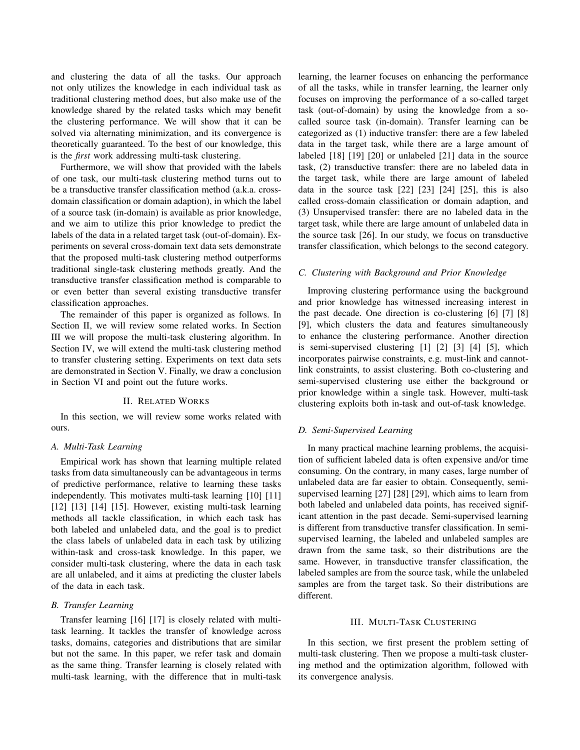and clustering the data of all the tasks. Our approach not only utilizes the knowledge in each individual task as traditional clustering method does, but also make use of the knowledge shared by the related tasks which may benefit the clustering performance. We will show that it can be solved via alternating minimization, and its convergence is theoretically guaranteed. To the best of our knowledge, this is the *first* work addressing multi-task clustering.

Furthermore, we will show that provided with the labels of one task, our multi-task clustering method turns out to be a transductive transfer classification method (a.k.a. cross-domain classification or domain adaption), in which the label of a source task (in-domain) is available as prior knowledge, and we aim to utilize this prior knowledge to predict the labels of the data in a related target task (out-of-domain). Experiments on several cross-domain text data sets demonstrate that the proposed multi-task clustering method outperforms traditional single-task clustering methods greatly. And the transductive transfer classification method is comparable to or even better than several existing transductive transfer classification approaches.

The remainder of this paper is organized as follows. In Section II, we will review some related works. In Section III we will propose the multi-task clustering algorithm. In Section IV, we will extend the multi-task clustering method to transfer clustering setting. Experiments on text data sets are demonstrated in Section V. Finally, we draw a conclusion in Section VI and point out the future works.

## II. Related Works

In this section, we will review some works related with ours.

### A. Multi-Task Learning

Empirical work has shown that learning multiple related tasks from data simultaneously can be advantageous in terms of predictive performance, relative to learning these tasks independently. This motivates multi-task learning [10] [11] [12] [13] [14] [15]. However, existing multi-task learning methods all tackle classification, in which each task has both labeled and unlabeled data, and the goal is to predict the class labels of unlabeled data in each task by utilizing within-task and cross-task knowledge. In this paper, we consider multi-task clustering, where the data in each task are all unlabeled, and it aims at predicting the cluster labels of the data in each task.

### B. Transfer Learning

Transfer learning [16] [17] is closely related with multi-task learning. It tackles the transfer of knowledge across tasks, domains, categories and distributions that are similar but not the same. In this paper, we refer task and domain as the same thing. Transfer learning is closely related with multi-task learning, with the difference that in multi-task learning, the learner focuses on enhancing the performance of all the tasks, while in transfer learning, the learner only focuses on improving the performance of a so-called target task (out-of-domain) by using the knowledge from a so-called source task (in-domain). Transfer learning can be categorized as (1) inductive transfer: there are a few labeled data in the target task, while there are a large amount of labeled [18] [19] [20] or unlabeled [21] data in the source task, (2) transductive transfer: there are no labeled data in the target task, while there are large amount of labeled data in the source task [22] [23] [24] [25], this is also called cross-domain classification or domain adaption, and (3) Unsupervised transfer: there are no labeled data in the target task, while there are large amount of unlabeled data in the source task [26]. In our study, we focus on transductive transfer classification, which belongs to the second category.

### C. Clustering with Background and Prior Knowledge

Improving clustering performance using the background and prior knowledge has witnessed increasing interest in the past decade. One direction is co-clustering [6] [7] [8] [9], which clusters the data and features simultaneously to enhance the clustering performance. Another direction is semi-supervised clustering [1] [2] [3] [4] [5], which incorporates pairwise constraints, e.g. must-link and cannot-link constraints, to assist clustering. Both co-clustering and semi-supervised clustering use either the background or prior knowledge within a single task. However, multi-task clustering exploits both in-task and out-of-task knowledge.

### D. Semi-Supervised Learning

In many practical machine learning problems, the acquisition of sufficient labeled data is often expensive and/or time consuming. On the contrary, in many cases, large number of unlabeled data are far easier to obtain. Consequently, semi-supervised learning [27] [28] [29], which aims to learn from both labeled and unlabeled data points, has received significant attention in the past decade. Semi-supervised learning is different from transductive transfer classification. In semi-supervised learning, the labeled and unlabeled samples are drawn from the same task, so their distributions are the same. However, in transductive transfer classification, the labeled samples are from the source task, while the unlabeled samples are from the target task. So their distributions are different.

## III. Multi-Task Clustering

In this section, we first present the problem setting of multi-task clustering. Then we propose a multi-task clustering method and the optimization algorithm, followed with its convergence analysis.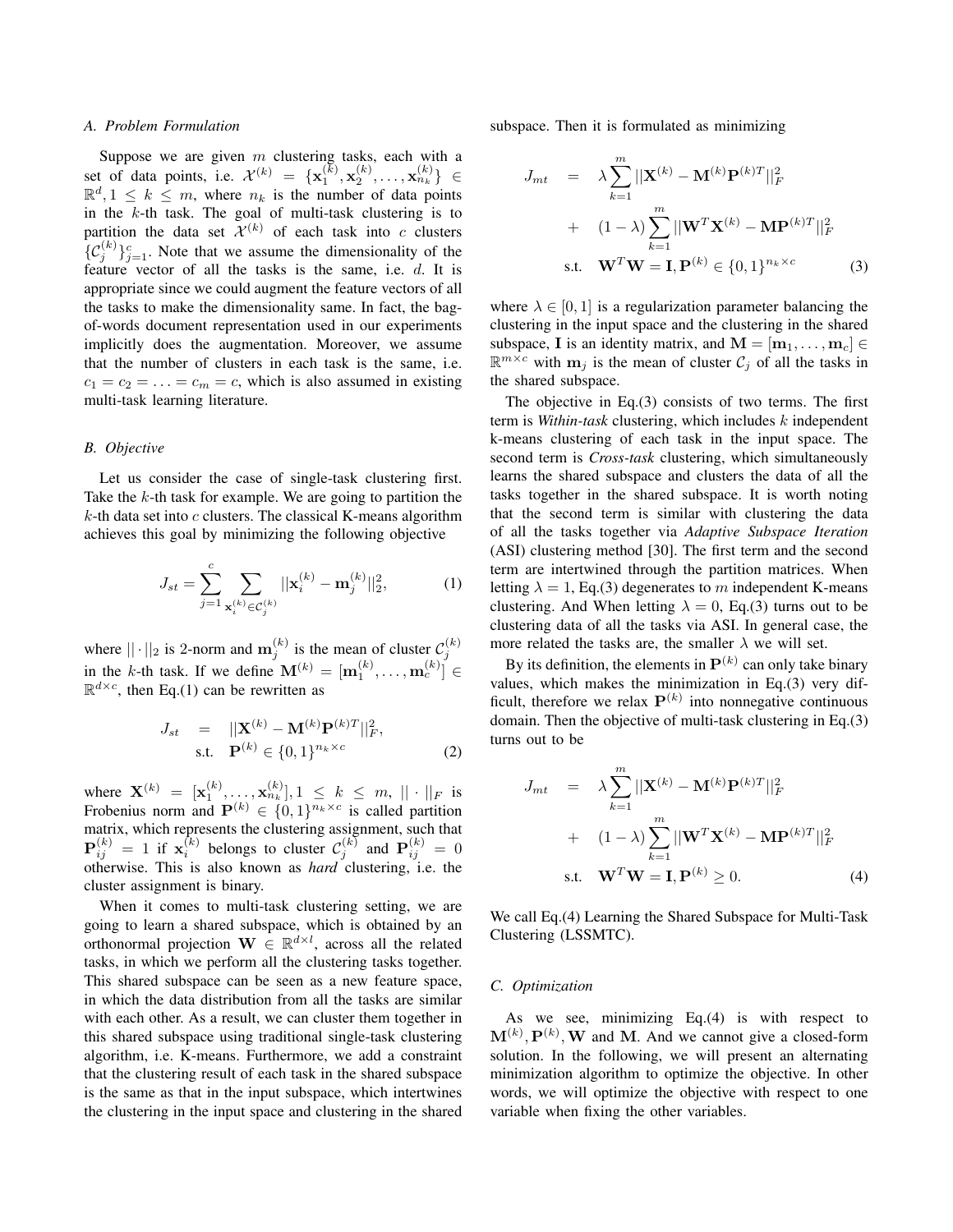### A. Problem Formulation

Suppose we are given $m$ clustering tasks, each with a set of data points, i.e. $\mathcal{X}^{(k)} = \{\mathbf{x}_1^{(k)}, \mathbf{x}_2^{(k)}, \ldots, \mathbf{x}_{n_k}^{(k)}\} \in \mathbb{R}^d, 1 \leq k \leq m$, where $n_k$ is the number of data points in the $k$-th task. The goal of multi-task clustering is to partition the data set $\mathcal{X}^{(k)}$ of each task into $c$ clusters $\{\mathcal{C}_j^{(k)}\}_{j=1}^c$. Note that we assume the dimensionality of the feature vector of all the tasks is the same, i.e. $d$. It is appropriate since we could augment the feature vectors of all the tasks to make the dimensionality same. In fact, the bag-of-words document representation used in our experiments implicitly does the augmentation. Moreover, we assume that the number of clusters in each task is the same, i.e. $c_1 = c_2 = \ldots = c_m = c$, which is also assumed in existing multi-task learning literature.

### B. Objective

Let us consider the case of single-task clustering first. Take the $k$-th task for example. We are going to partition the $k$-th data set into $c$ clusters. The classical K-means algorithm achieves this goal by minimizing the following objective

$$J_{st} = \sum_{j=1}^{c} \sum_{\mathbf{x}_i^{(k)} \in \mathcal{C}_j^{(k)}} ||\mathbf{x}_i^{(k)} - \mathbf{m}_j^{(k)}||_2^2, \tag{1}$$

where $||\cdot||_2$ is 2-norm and $\mathbf{m}_j^{(k)}$ is the mean of cluster $\mathcal{C}_j^{(k)}$ in the $k$-th task. If we define $\mathbf{M}^{(k)} = [\mathbf{m}_1^{(k)}, \ldots, \mathbf{m}_c^{(k)}] \in \mathbb{R}^{d \times c}$, then Eq.(1) can be rewritten as

$$\begin{aligned} J_{st} &= ||\mathbf{X}^{(k)} - \mathbf{M}^{(k)}\mathbf{P}^{(k)T}||_F^2, \\ \text{s.t.} & \quad \mathbf{P}^{(k)} \in \{0,1\}^{n_k \times c} \end{aligned} \tag{2}$$

where $\mathbf{X}^{(k)} = [\mathbf{x}_1^{(k)}, \ldots, \mathbf{x}_{n_k}^{(k)}], 1 \leq k \leq m$, $||\cdot||_F$ is Frobenius norm and $\mathbf{P}^{(k)} \in \{0,1\}^{n_k \times c}$ is called partition matrix, which represents the clustering assignment, such that $\mathbf{P}_{ij}^{(k)} = 1$ if $\mathbf{x}_i^{(k)}$ belongs to cluster $\mathcal{C}_j^{(k)}$ and $\mathbf{P}_{ij}^{(k)} = 0$ otherwise. This is also known as *hard* clustering, i.e. the cluster assignment is binary.

When it comes to multi-task clustering setting, we are going to learn a shared subspace, which is obtained by an orthonormal projection $\mathbf{W} \in \mathbb{R}^{d \times l}$, across all the related tasks, in which we perform all the clustering tasks together. This shared subspace can be seen as a new feature space, in which the data distribution from all the tasks are similar with each other. As a result, we can cluster them together in this shared subspace using traditional single-task clustering algorithm, i.e. K-means. Furthermore, we add a constraint that the clustering result of each task in the shared subspace is the same as that in the input subspace, which intertwines the clustering in the input space and clustering in the shared subspace. Then it is formulated as minimizing

$$\begin{aligned} J_{mt} &= \lambda \sum_{k=1}^{m} ||\mathbf{X}^{(k)} - \mathbf{M}^{(k)}\mathbf{P}^{(k)T}||_F^2 \\ &+ (1-\lambda) \sum_{k=1}^{m} ||\mathbf{W}^T\mathbf{X}^{(k)} - \mathbf{M}\mathbf{P}^{(k)T}||_F^2 \\ \text{s.t.} & \quad \mathbf{W}^T\mathbf{W} = \mathbf{I}, \mathbf{P}^{(k)} \in \{0,1\}^{n_k \times c} \end{aligned} \tag{3}$$

where $\lambda \in [0,1]$ is a regularization parameter balancing the clustering in the input space and the clustering in the shared subspace, $\mathbf{I}$ is an identity matrix, and $\mathbf{M} = [\mathbf{m}_1, \ldots, \mathbf{m}_c] \in \mathbb{R}^{m \times c}$ with $\mathbf{m}_j$ is the mean of cluster $\mathcal{C}_j$ of all the tasks in the shared subspace.

The objective in Eq.(3) consists of two terms. The first term is *Within-task* clustering, which includes $k$ independent k-means clustering of each task in the input space. The second term is *Cross-task* clustering, which simultaneously learns the shared subspace and clusters the data of all the tasks together in the shared subspace. It is worth noting that the second term is similar with clustering the data of all the tasks together via *Adaptive Subspace Iteration* (ASI) clustering method [30]. The first term and the second term are intertwined through the partition matrices. When letting $\lambda = 1$, Eq.(3) degenerates to $m$ independent K-means clustering. And When letting $\lambda = 0$, Eq.(3) turns out to be clustering data of all the tasks together via ASI. In general case, the more related the tasks are, the smaller $\lambda$ we will set.

By its definition, the elements in $\mathbf{P}^{(k)}$ can only take binary values, which makes the minimization in Eq.(3) very difficult, therefore we relax $\mathbf{P}^{(k)}$ into nonnegative continuous domain. Then the objective of multi-task clustering in Eq.(3) turns out to be

$$\begin{aligned} J_{mt} &= \lambda \sum_{k=1}^{m} ||\mathbf{X}^{(k)} - \mathbf{M}^{(k)}\mathbf{P}^{(k)T}||_F^2 \\ &+ (1-\lambda) \sum_{k=1}^{m} ||\mathbf{W}^T\mathbf{X}^{(k)} - \mathbf{M}\mathbf{P}^{(k)T}||_F^2 \\ \text{s.t.} & \quad \mathbf{W}^T\mathbf{W} = \mathbf{I}, \mathbf{P}^{(k)} \geq 0. \end{aligned} \tag{4}$$

We call Eq.(4) Learning the Shared Subspace for Multi-Task Clustering (LSSMTC).

### C. Optimization

As we see, minimizing Eq.(4) is with respect to $\mathbf{M}^{(k)}, \mathbf{P}^{(k)}, \mathbf{W}$ and $\mathbf{M}$. And we cannot give a closed-form solution. In the following, we will present an alternating minimization algorithm to optimize the objective. In other words, we will optimize the objective with respect to one variable when fixing the other variables.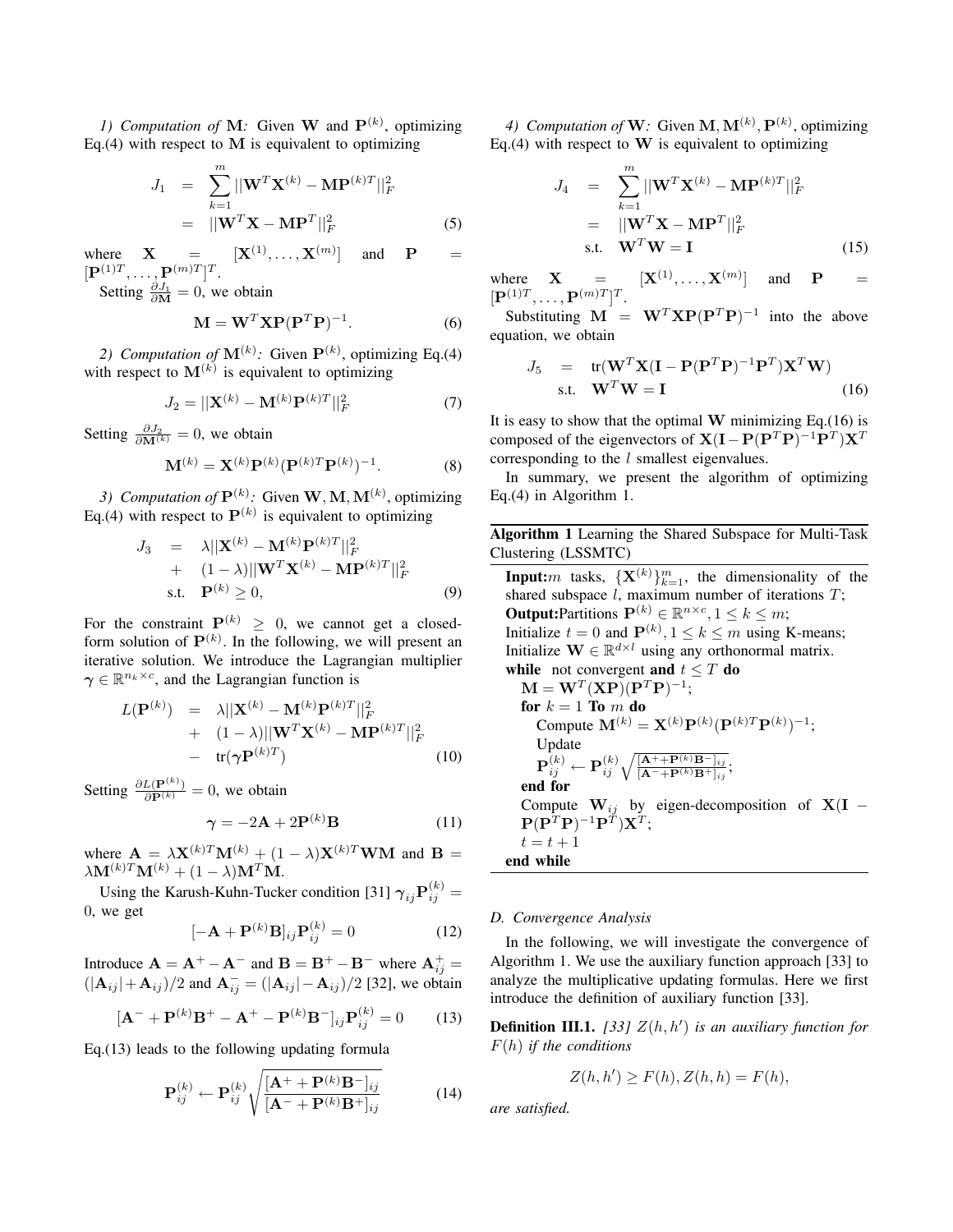*1) Computation of* $\mathbf{M}$*:* Given $\mathbf{W}$ and $\mathbf{P}^{(k)}$, optimizing Eq.(4) with respect to $\mathbf{M}$ is equivalent to optimizing

$$
\begin{aligned}
J_1 &= \sum_{k=1}^{m} ||\mathbf{W}^T\mathbf{X}^{(k)} - \mathbf{M}\mathbf{P}^{(k)T}||_F^2 \\
&= ||\mathbf{W}^T\mathbf{X} - \mathbf{M}\mathbf{P}^T||_F^2
\end{aligned} \tag{5}
$$

where $\mathbf{X} = [\mathbf{X}^{(1)}, \ldots, \mathbf{X}^{(m)}]$ and $\mathbf{P} = [\mathbf{P}^{(1)T}, \ldots, \mathbf{P}^{(m)T}]^T$.

Setting $\frac{\partial J_1}{\partial \mathbf{M}} = 0$, we obtain

$$
\mathbf{M} = \mathbf{W}^T\mathbf{X}\mathbf{P}(\mathbf{P}^T\mathbf{P})^{-1}. \tag{6}
$$

*2) Computation of* $\mathbf{M}^{(k)}$*:* Given $\mathbf{P}^{(k)}$, optimizing Eq.(4) with respect to $\mathbf{M}^{(k)}$ is equivalent to optimizing

$$
J_2 = ||\mathbf{X}^{(k)} - \mathbf{M}^{(k)}\mathbf{P}^{(k)T}||_F^2 \tag{7}
$$

Setting $\frac{\partial J_2}{\partial \mathbf{M}^{(k)}} = 0$, we obtain

$$
\mathbf{M}^{(k)} = \mathbf{X}^{(k)}\mathbf{P}^{(k)}(\mathbf{P}^{(k)T}\mathbf{P}^{(k)})^{-1}. \tag{8}
$$

*3) Computation of* $\mathbf{P}^{(k)}$*:* Given $\mathbf{W}, \mathbf{M}, \mathbf{M}^{(k)}$, optimizing Eq.(4) with respect to $\mathbf{P}^{(k)}$ is equivalent to optimizing

$$
\begin{aligned}
J_3 &= \lambda||\mathbf{X}^{(k)} - \mathbf{M}^{(k)}\mathbf{P}^{(k)T}||_F^2 \\
&+ (1-\lambda)||\mathbf{W}^T\mathbf{X}^{(k)} - \mathbf{M}\mathbf{P}^{(k)T}||_F^2 \\
&\text{s.t.} \quad \mathbf{P}^{(k)} \geq 0,
\end{aligned} \tag{9}
$$

For the constraint $\mathbf{P}^{(k)} \geq 0$, we cannot get a closed-form solution of $\mathbf{P}^{(k)}$. In the following, we will present an iterative solution. We introduce the Lagrangian multiplier $\boldsymbol{\gamma} \in \mathbb{R}^{n_k \times c}$, and the Lagrangian function is

$$
\begin{aligned}
L(\mathbf{P}^{(k)}) &= \lambda||\mathbf{X}^{(k)} - \mathbf{M}^{(k)}\mathbf{P}^{(k)T}||_F^2 \\
&+ (1-\lambda)||\mathbf{W}^T\mathbf{X}^{(k)} - \mathbf{M}\mathbf{P}^{(k)T}||_F^2 \\
&- \text{tr}(\boldsymbol{\gamma}\mathbf{P}^{(k)T})
\end{aligned} \tag{10}
$$

Setting $\frac{\partial L(\mathbf{P}^{(k)})}{\partial \mathbf{P}^{(k)}} = 0$, we obtain

$$
\boldsymbol{\gamma} = -2\mathbf{A} + 2\mathbf{P}^{(k)}\mathbf{B} \tag{11}
$$

where $\mathbf{A} = \lambda\mathbf{X}^{(k)T}\mathbf{M}^{(k)} + (1-\lambda)\mathbf{X}^{(k)T}\mathbf{W}\mathbf{M}$ and $\mathbf{B} = \lambda\mathbf{M}^{(k)T}\mathbf{M}^{(k)} + (1-\lambda)\mathbf{M}^T\mathbf{M}$.

Using the Karush-Kuhn-Tucker condition [31] $\boldsymbol{\gamma}_{ij}\mathbf{P}_{ij}^{(k)} = 0$, we get

$$
[-\mathbf{A} + \mathbf{P}^{(k)}\mathbf{B}]_{ij}\mathbf{P}_{ij}^{(k)} = 0 \tag{12}
$$

Introduce $\mathbf{A} = \mathbf{A}^+ - \mathbf{A}^-$ and $\mathbf{B} = \mathbf{B}^+ - \mathbf{B}^-$ where $\mathbf{A}_{ij}^+ = (|\mathbf{A}_{ij}| + \mathbf{A}_{ij})/2$ and $\mathbf{A}_{ij}^- = (|\mathbf{A}_{ij}| - \mathbf{A}_{ij})/2$ [32], we obtain

$$
[\mathbf{A}^- + \mathbf{P}^{(k)}\mathbf{B}^+ - \mathbf{A}^+ - \mathbf{P}^{(k)}\mathbf{B}^-]_{ij}\mathbf{P}_{ij}^{(k)} = 0 \tag{13}
$$

Eq.(13) leads to the following updating formula

$$
\mathbf{P}_{ij}^{(k)} \leftarrow \mathbf{P}_{ij}^{(k)}\sqrt{\frac{[\mathbf{A}^+ + \mathbf{P}^{(k)}\mathbf{B}^-]_{ij}}{[\mathbf{A}^- + \mathbf{P}^{(k)}\mathbf{B}^+]_{ij}}} \tag{14}
$$

*4) Computation of* $\mathbf{W}$*:* Given $\mathbf{M}, \mathbf{M}^{(k)}, \mathbf{P}^{(k)}$, optimizing Eq.(4) with respect to $\mathbf{W}$ is equivalent to optimizing

$$
\begin{aligned}
J_4 &= \sum_{k=1}^{m} ||\mathbf{W}^T\mathbf{X}^{(k)} - \mathbf{M}\mathbf{P}^{(k)T}||_F^2 \\
&= ||\mathbf{W}^T\mathbf{X} - \mathbf{M}\mathbf{P}^T||_F^2 \\
&\text{s.t.} \quad \mathbf{W}^T\mathbf{W} = \mathbf{I}
\end{aligned} \tag{15}
$$

where $\mathbf{X} = [\mathbf{X}^{(1)}, \ldots, \mathbf{X}^{(m)}]$ and $\mathbf{P} = [\mathbf{P}^{(1)T}, \ldots, \mathbf{P}^{(m)T}]^T$.

Substituting $\mathbf{M} = \mathbf{W}^T\mathbf{X}\mathbf{P}(\mathbf{P}^T\mathbf{P})^{-1}$ into the above equation, we obtain

$$
\begin{aligned}
J_5 &= \text{tr}(\mathbf{W}^T\mathbf{X}(\mathbf{I} - \mathbf{P}(\mathbf{P}^T\mathbf{P})^{-1}\mathbf{P}^T)\mathbf{X}^T\mathbf{W}) \\
&\text{s.t.} \quad \mathbf{W}^T\mathbf{W} = \mathbf{I}
\end{aligned} \tag{16}
$$

It is easy to show that the optimal $\mathbf{W}$ minimizing Eq.(16) is composed of the eigenvectors of $\mathbf{X}(\mathbf{I} - \mathbf{P}(\mathbf{P}^T\mathbf{P})^{-1}\mathbf{P}^T)\mathbf{X}^T$ corresponding to the $l$ smallest eigenvalues.

In summary, we present the algorithm of optimizing Eq.(4) in Algorithm 1.

**Algorithm 1** Learning the Shared Subspace for Multi-Task Clustering (LSSMTC)

**Input:** $m$ tasks, $\{\mathbf{X}^{(k)}\}_{k=1}^m$, the dimensionality of the shared subspace $l$, maximum number of iterations $T$;
**Output:** Partitions $\mathbf{P}^{(k)} \in \mathbb{R}^{n \times c}, 1 \leq k \leq m$;
Initialize $t = 0$ and $\mathbf{P}^{(k)}, 1 \leq k \leq m$ using K-means;
Initialize $\mathbf{W} \in \mathbb{R}^{d \times l}$ using any orthonormal matrix.
**while** not convergent **and** $t \leq T$ **do**
  $\mathbf{M} = \mathbf{W}^T(\mathbf{X}\mathbf{P})(\mathbf{P}^T\mathbf{P})^{-1}$;
  **for** $k = 1$ **To** $m$ **do**
    Compute $\mathbf{M}^{(k)} = \mathbf{X}^{(k)}\mathbf{P}^{(k)}(\mathbf{P}^{(k)T}\mathbf{P}^{(k)})^{-1}$;
    Update
    $\mathbf{P}_{ij}^{(k)} \leftarrow \mathbf{P}_{ij}^{(k)}\sqrt{\frac{[\mathbf{A}^+ + \mathbf{P}^{(k)}\mathbf{B}^-]_{ij}}{[\mathbf{A}^- + \mathbf{P}^{(k)}\mathbf{B}^+]_{ij}}}$;
  **end for**
  Compute $\mathbf{W}_{ij}$ by eigen-decomposition of $\mathbf{X}(\mathbf{I} - \mathbf{P}(\mathbf{P}^T\mathbf{P})^{-1}\mathbf{P}^T)\mathbf{X}^T$;
  $t = t + 1$
**end while**

### D. Convergence Analysis

In the following, we will investigate the convergence of Algorithm 1. We use the auxiliary function approach [33] to analyze the multiplicative updating formulas. Here we first introduce the definition of auxiliary function [33].

**Definition III.1.** *[33] $Z(h, h')$ is an auxiliary function for $F(h)$ if the conditions*

$$
Z(h, h') \geq F(h), Z(h, h) = F(h),
$$

*are satisfied.*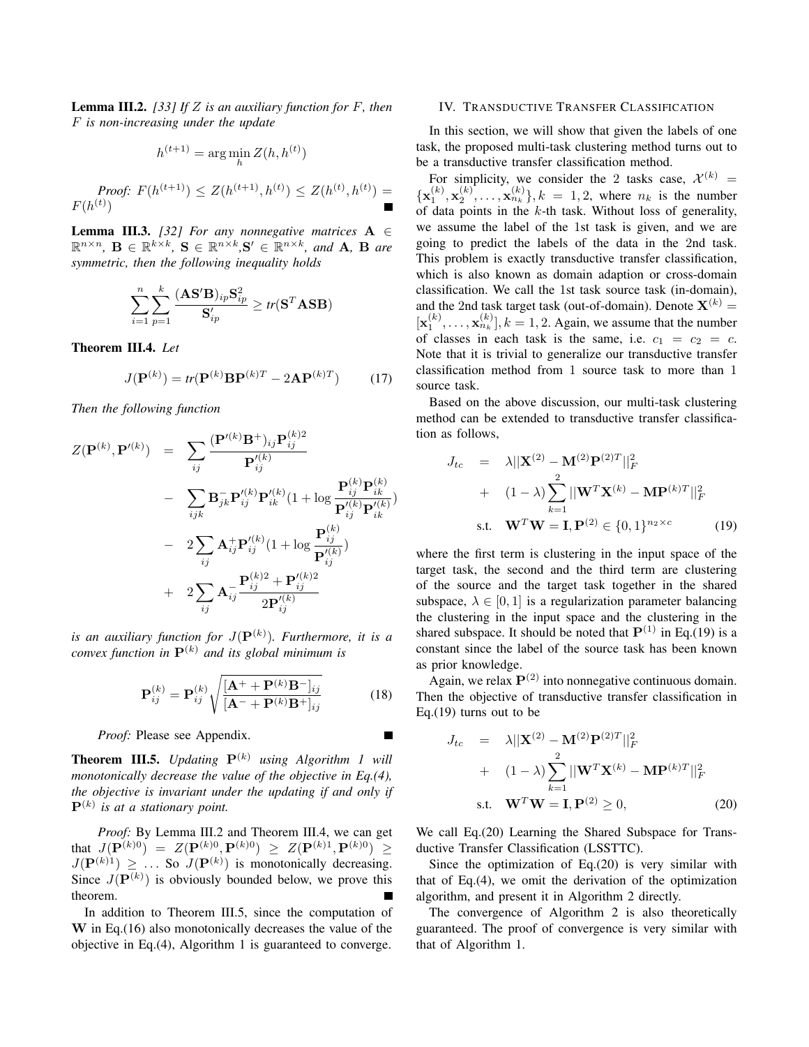**Lemma III.2.** *[33] If $Z$ is an auxiliary function for $F$, then $F$ is non-increasing under the update*

$$h^{(t+1)} = \arg\min_{h} Z(h, h^{(t)})$$

*Proof:* $F(h^{(t+1)}) \leq Z(h^{(t+1)}, h^{(t)}) \leq Z(h^{(t)}, h^{(t)}) = F(h^{(t)})$ ∎

**Lemma III.3.** *[32] For any nonnegative matrices $\mathbf{A} \in \mathbb{R}^{n\times n}$, $\mathbf{B} \in \mathbb{R}^{k\times k}$, $\mathbf{S} \in \mathbb{R}^{n\times k}$, $\mathbf{S}' \in \mathbb{R}^{n\times k}$, and $\mathbf{A}$, $\mathbf{B}$ are symmetric, then the following inequality holds*

$$\sum_{i=1}^{n}\sum_{p=1}^{k} \frac{(\mathbf{A}\mathbf{S}'\mathbf{B})_{ip}\mathbf{S}_{ip}^2}{\mathbf{S}'_{ip}} \geq tr(\mathbf{S}^T\mathbf{A}\mathbf{S}\mathbf{B})$$

**Theorem III.4.** *Let*

$$J(\mathbf{P}^{(k)}) = tr(\mathbf{P}^{(k)}\mathbf{B}\mathbf{P}^{(k)T} - 2\mathbf{A}\mathbf{P}^{(k)T}) \tag{17}$$

*Then the following function*

$$\begin{aligned}
Z(\mathbf{P}^{(k)}, \mathbf{P}'^{(k)}) &= \sum_{ij} \frac{(\mathbf{P}'^{(k)}\mathbf{B}^{+})_{ij}\mathbf{P}_{ij}^{(k)2}}{\mathbf{P}'^{(k)}_{ij}} \\
&- \sum_{ijk} \mathbf{B}^{-}_{jk}\mathbf{P}'^{(k)}_{ij}\mathbf{P}'^{(k)}_{ik}\left(1 + \log\frac{\mathbf{P}^{(k)}_{ij}\mathbf{P}^{(k)}_{ik}}{\mathbf{P}'^{(k)}_{ij}\mathbf{P}'^{(k)}_{ik}}\right) \\
&- 2\sum_{ij} \mathbf{A}^{+}_{ij}\mathbf{P}'^{(k)}_{ij}\left(1 + \log\frac{\mathbf{P}^{(k)}_{ij}}{\mathbf{P}'^{(k)}_{ij}}\right) \\
&+ 2\sum_{ij} \mathbf{A}^{-}_{ij}\frac{\mathbf{P}^{(k)2}_{ij} + \mathbf{P}'^{(k)2}_{ij}}{2\mathbf{P}'^{(k)}_{ij}}
\end{aligned}$$

*is an auxiliary function for $J(\mathbf{P}^{(k)})$. Furthermore, it is a convex function in $\mathbf{P}^{(k)}$ and its global minimum is*

$$\mathbf{P}^{(k)}_{ij} = \mathbf{P}^{(k)}_{ij}\sqrt{\frac{[\mathbf{A}^{+} + \mathbf{P}^{(k)}\mathbf{B}^{-}]_{ij}}{[\mathbf{A}^{-} + \mathbf{P}^{(k)}\mathbf{B}^{+}]_{ij}}} \tag{18}$$

*Proof:* Please see Appendix. ∎

**Theorem III.5.** *Updating $\mathbf{P}^{(k)}$ using Algorithm 1 will monotonically decrease the value of the objective in Eq.(4), the objective is invariant under the updating if and only if $\mathbf{P}^{(k)}$ is at a stationary point.*

*Proof:* By Lemma III.2 and Theorem III.4, we can get that $J(\mathbf{P}^{(k)0}) = Z(\mathbf{P}^{(k)0}, \mathbf{P}^{(k)0}) \geq Z(\mathbf{P}^{(k)1}, \mathbf{P}^{(k)0}) \geq J(\mathbf{P}^{(k)1}) \geq \ldots$ So $J(\mathbf{P}^{(k)})$ is monotonically decreasing. Since $J(\mathbf{P}^{(k)})$ is obviously bounded below, we prove this theorem. ∎

In addition to Theorem III.5, since the computation of $\mathbf{W}$ in Eq.(16) also monotonically decreases the value of the objective in Eq.(4), Algorithm 1 is guaranteed to converge.

## IV. Transductive Transfer Classification

In this section, we will show that given the labels of one task, the proposed multi-task clustering method turns out to be a transductive transfer classification method.

For simplicity, we consider the 2 tasks case, $\mathcal{X}^{(k)} = \{\mathbf{x}_1^{(k)}, \mathbf{x}_2^{(k)}, \ldots, \mathbf{x}_{n_k}^{(k)}\}, k = 1, 2$, where $n_k$ is the number of data points in the $k$-th task. Without loss of generality, we assume the label of the 1st task is given, and we are going to predict the labels of the data in the 2nd task. This problem is exactly transductive transfer classification, which is also known as domain adaption or cross-domain classification. We call the 1st task source task (in-domain), and the 2nd task target task (out-of-domain). Denote $\mathbf{X}^{(k)} = [\mathbf{x}_1^{(k)}, \ldots, \mathbf{x}_{n_k}^{(k)}], k = 1, 2$. Again, we assume that the number of classes in each task is the same, i.e. $c_1 = c_2 = c$. Note that it is trivial to generalize our transductive transfer classification method from 1 source task to more than 1 source task.

Based on the above discussion, our multi-task clustering method can be extended to transductive transfer classification as follows,

$$\begin{aligned}
J_{tc} &= \lambda||\mathbf{X}^{(2)} - \mathbf{M}^{(2)}\mathbf{P}^{(2)T}||_F^2 \\
&+ (1-\lambda)\sum_{k=1}^{2}||\mathbf{W}^T\mathbf{X}^{(k)} - \mathbf{M}\mathbf{P}^{(k)T}||_F^2 \\
&\text{s.t.} \quad \mathbf{W}^T\mathbf{W} = \mathbf{I}, \mathbf{P}^{(2)} \in \{0, 1\}^{n_2\times c}
\end{aligned} \tag{19}$$

where the first term is clustering in the input space of the target task, the second and the third term are clustering of the source and the target task together in the shared subspace, $\lambda \in [0, 1]$ is a regularization parameter balancing the clustering in the input space and the clustering in the shared subspace. It should be noted that $\mathbf{P}^{(1)}$ in Eq.(19) is a constant since the label of the source task has been known as prior knowledge.

Again, we relax $\mathbf{P}^{(2)}$ into nonnegative continuous domain. Then the objective of transductive transfer classification in Eq.(19) turns out to be

$$\begin{aligned}
J_{tc} &= \lambda||\mathbf{X}^{(2)} - \mathbf{M}^{(2)}\mathbf{P}^{(2)T}||_F^2 \\
&+ (1-\lambda)\sum_{k=1}^{2}||\mathbf{W}^T\mathbf{X}^{(k)} - \mathbf{M}\mathbf{P}^{(k)T}||_F^2 \\
&\text{s.t.} \quad \mathbf{W}^T\mathbf{W} = \mathbf{I}, \mathbf{P}^{(2)} \geq 0,
\end{aligned} \tag{20}$$

We call Eq.(20) Learning the Shared Subspace for Transductive Transfer Classification (LSSTTC).

Since the optimization of Eq.(20) is very similar with that of Eq.(4), we omit the derivation of the optimization algorithm, and present it in Algorithm 2 directly.

The convergence of Algorithm 2 is also theoretically guaranteed. The proof of convergence is very similar with that of Algorithm 1.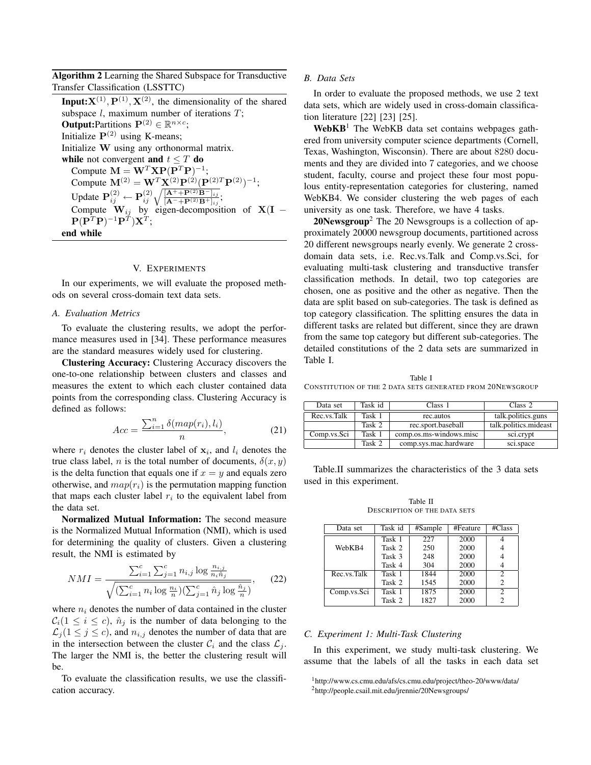**Algorithm 2** Learning the Shared Subspace for Transductive Transfer Classification (LSSTTC)

**Input:** $\mathbf{X}^{(1)}, \mathbf{P}^{(1)}, \mathbf{X}^{(2)}$, the dimensionality of the shared subspace $l$, maximum number of iterations $T$;
**Output:** Partitions $\mathbf{P}^{(2)} \in \mathbb{R}^{n\times c}$;
Initialize $\mathbf{P}^{(2)}$ using K-means;
Initialize $\mathbf{W}$ using any orthonormal matrix.
**while** not convergent **and** $t \leq T$ **do**
  Compute $\mathbf{M} = \mathbf{W}^T\mathbf{X}\mathbf{P}(\mathbf{P}^T\mathbf{P})^{-1}$;
  Compute $\mathbf{M}^{(2)} = \mathbf{W}^T\mathbf{X}^{(2)}\mathbf{P}^{(2)}(\mathbf{P}^{(2)T}\mathbf{P}^{(2)})^{-1}$;
  Update $\mathbf{P}_{ij}^{(2)} \leftarrow \mathbf{P}_{ij}^{(2)}\sqrt{\frac{[\mathbf{A}^+ + \mathbf{P}^{(2)}\mathbf{B}^-]_{ij}}{[\mathbf{A}^- + \mathbf{P}^{(2)}\mathbf{B}^+]_{ij}}}$;
  Compute $\mathbf{W}_{ij}$ by eigen-decomposition of $\mathbf{X}(\mathbf{I} - \mathbf{P}(\mathbf{P}^T\mathbf{P})^{-1}\mathbf{P}^T)\mathbf{X}^T$;
**end while**

## V. Experiments

In our experiments, we will evaluate the proposed methods on several cross-domain text data sets.

### A. Evaluation Metrics

To evaluate the clustering results, we adopt the performance measures used in [34]. These performance measures are the standard measures widely used for clustering.

**Clustering Accuracy:** Clustering Accuracy discovers the one-to-one relationship between clusters and classes and measures the extent to which each cluster contained data points from the corresponding class. Clustering Accuracy is defined as follows:

$$Acc = \frac{\sum_{i=1}^{n} \delta(map(r_i), l_i)}{n}, \tag{21}$$

where $r_i$ denotes the cluster label of $\mathbf{x}_i$, and $l_i$ denotes the true class label, $n$ is the total number of documents, $\delta(x, y)$ is the delta function that equals one if $x = y$ and equals zero otherwise, and $map(r_i)$ is the permutation mapping function that maps each cluster label $r_i$ to the equivalent label from the data set.

**Normalized Mutual Information:** The second measure is the Normalized Mutual Information (NMI), which is used for determining the quality of clusters. Given a clustering result, the NMI is estimated by

$$NMI = \frac{\sum_{i=1}^{c}\sum_{j=1}^{c} n_{i,j}\log\frac{n_{i,j}}{n_i\hat{n}_j}}{\sqrt{(\sum_{i=1}^{c} n_i \log\frac{n_i}{n})(\sum_{j=1}^{c}\hat{n}_j\log\frac{\hat{n}_j}{n})}}, \tag{22}$$

where $n_i$ denotes the number of data contained in the cluster $\mathcal{C}_i (1 \leq i \leq c)$, $\hat{n}_j$ is the number of data belonging to the $\mathcal{L}_j (1 \leq j \leq c)$, and $n_{i,j}$ denotes the number of data that are in the intersection between the cluster $\mathcal{C}_i$ and the class $\mathcal{L}_j$. The larger the NMI is, the better the clustering result will be.

To evaluate the classification results, we use the classification accuracy.

### B. Data Sets

In order to evaluate the proposed methods, we use 2 text data sets, which are widely used in cross-domain classification literature [22] [23] [25].

**WebKB**[1] The WebKB data set contains webpages gathered from university computer science departments (Cornell, Texas, Washington, Wisconsin). There are about 8280 documents and they are divided into 7 categories, and we choose student, faculty, course and project these four most populous entity-representation categories for clustering, named WebKB4. We consider clustering the web pages of each university as one task. Therefore, we have 4 tasks.

**20Newsgroup**[2] The 20 Newsgroups is a collection of approximately 20000 newsgroup documents, partitioned across 20 different newsgroups nearly evenly. We generate 2 cross-domain data sets, i.e. Rec.vs.Talk and Comp.vs.Sci, for evaluating multi-task clustering and transductive transfer classification methods. In detail, two top categories are chosen, one as positive and the other as negative. Then the data are split based on sub-categories. The task is defined as top category classification. The splitting ensures the data in different tasks are related but different, since they are drawn from the same top category but different sub-categories. The detailed constitutions of the 2 data sets are summarized in Table I.

Table I
Constitution of the 2 data sets generated from 20Newsgroup

| Data set | Task id | Class 1 | Class 2 |
|---|---|---|---|
| Rec.vs.Talk | Task 1 | rec.autos | talk.politics.guns |
| | Task 2 | rec.sport.baseball | talk.politics.mideast |
| Comp.vs.Sci | Task 1 | comp.os.ms-windows.misc | sci.crypt |
| | Task 2 | comp.sys.mac.hardware | sci.space |

Table.II summarizes the characteristics of the 3 data sets used in this experiment.

Table II
Description of the data sets

| Data set | Task id | #Sample | #Feature | #Class |
|---|---|---|---|---|
| WebKB4 | Task 1 | 227 | 2000 | 4 |
| | Task 2 | 250 | 2000 | 4 |
| | Task 3 | 248 | 2000 | 4 |
| | Task 4 | 304 | 2000 | 4 |
| Rec.vs.Talk | Task 1 | 1844 | 2000 | 2 |
| | Task 2 | 1545 | 2000 | 2 |
| Comp.vs.Sci | Task 1 | 1875 | 2000 | 2 |
| | Task 2 | 1827 | 2000 | 2 |

### C. Experiment 1: Multi-Task Clustering

In this experiment, we study multi-task clustering. We assume that the labels of all the tasks in each data set

[1] http://www.cs.cmu.edu/afs/cs.cmu.edu/project/theo-20/www/data/
[2] http://people.csail.mit.edu/jrennie/20Newsgroups/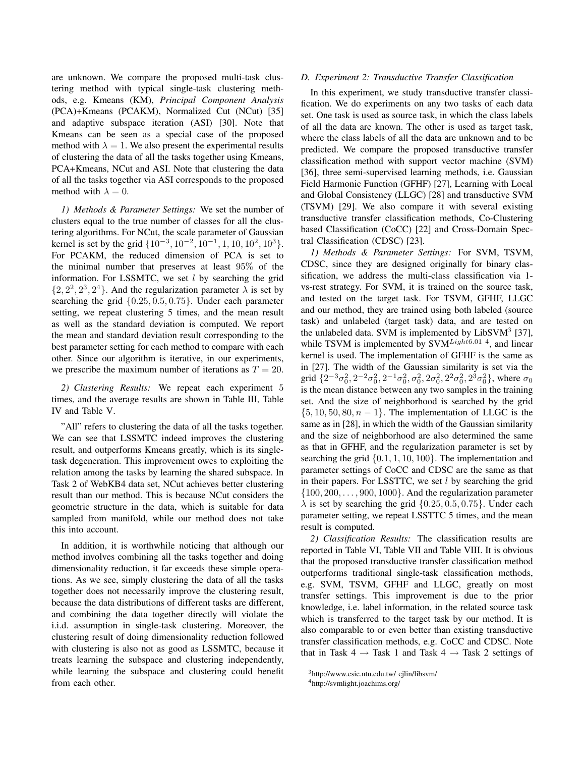are unknown. We compare the proposed multi-task clustering method with typical single-task clustering methods, e.g. Kmeans (KM), *Principal Component Analysis* (PCA)+Kmeans (PCAKM), Normalized Cut (NCut) [35] and adaptive subspace iteration (ASI) [30]. Note that Kmeans can be seen as a special case of the proposed method with $\lambda = 1$. We also present the experimental results of clustering the data of all the tasks together using Kmeans, PCA+Kmeans, NCut and ASI. Note that clustering the data of all the tasks together via ASI corresponds to the proposed method with $\lambda = 0$.

*1) Methods & Parameter Settings:* We set the number of clusters equal to the true number of classes for all the clustering algorithms. For NCut, the scale parameter of Gaussian kernel is set by the grid $\{10^{-3}, 10^{-2}, 10^{-1}, 1, 10, 10^2, 10^3\}$. For PCAKM, the reduced dimension of PCA is set to the minimal number that preserves at least $95\%$ of the information. For LSSMTC, we set $l$ by searching the grid $\{2, 2^2, 2^3, 2^4\}$. And the regularization parameter $\lambda$ is set by searching the grid $\{0.25, 0.5, 0.75\}$. Under each parameter setting, we repeat clustering 5 times, and the mean result as well as the standard deviation is computed. We report the mean and standard deviation result corresponding to the best parameter setting for each method to compare with each other. Since our algorithm is iterative, in our experiments, we prescribe the maximum number of iterations as $T = 20$.

*2) Clustering Results:* We repeat each experiment 5 times, and the average results are shown in Table III, Table IV and Table V.

"All" refers to clustering the data of all the tasks together. We can see that LSSMTC indeed improves the clustering result, and outperforms Kmeans greatly, which is its single-task degeneration. This improvement owes to exploiting the relation among the tasks by learning the shared subspace. In Task 2 of WebKB4 data set, NCut achieves better clustering result than our method. This is because NCut considers the geometric structure in the data, which is suitable for data sampled from manifold, while our method does not take this into account.

In addition, it is worthwhile noticing that although our method involves combining all the tasks together and doing dimensionality reduction, it far exceeds these simple operations. As we see, simply clustering the data of all the tasks together does not necessarily improve the clustering result, because the data distributions of different tasks are different, and combining the data together directly will violate the i.i.d. assumption in single-task clustering. Moreover, the clustering result of doing dimensionality reduction followed with clustering is also not as good as LSSMTC, because it treats learning the subspace and clustering independently, while learning the subspace and clustering could benefit from each other.

### D. Experiment 2: Transductive Transfer Classification

In this experiment, we study transductive transfer classification. We do experiments on any two tasks of each data set. One task is used as source task, in which the class labels of all the data are known. The other is used as target task, where the class labels of all the data are unknown and to be predicted. We compare the proposed transductive transfer classification method with support vector machine (SVM) [36], three semi-supervised learning methods, i.e. Gaussian Field Harmonic Function (GFHF) [27], Learning with Local and Global Consistency (LLGC) [28] and transductive SVM (TSVM) [29]. We also compare it with several existing transductive transfer classification methods, Co-Clustering based Classification (CoCC) [22] and Cross-Domain Spectral Classification (CDSC) [23].

*1) Methods & Parameter Settings:* For SVM, TSVM, CDSC, since they are designed originally for binary classification, we address the multi-class classification via 1-vs-rest strategy. For SVM, it is trained on the source task, and tested on the target task. For TSVM, GFHF, LLGC and our method, they are trained using both labeled (source task) and unlabeled (target task) data, and are tested on the unlabeled data. SVM is implemented by LibSVM[3] [37], while TSVM is implemented by SVM$^{Light6.01}$ [4], and linear kernel is used. The implementation of GFHF is the same as in [27]. The width of the Gaussian similarity is set via the grid $\{2^{-3}\sigma_0^2, 2^{-2}\sigma_0^2, 2^{-1}\sigma_0^2, \sigma_0^2, 2\sigma_0^2, 2^2\sigma_0^2, 2^3\sigma_0^2\}$, where $\sigma_0$ is the mean distance between any two samples in the training set. And the size of neighborhood is searched by the grid $\{5, 10, 50, 80, n-1\}$. The implementation of LLGC is the same as in [28], in which the width of the Gaussian similarity and the size of neighborhood are also determined the same as that in GFHF, and the regularization parameter is set by searching the grid $\{0.1, 1, 10, 100\}$. The implementation and parameter settings of CoCC and CDSC are the same as that in their papers. For LSSTTC, we set $l$ by searching the grid $\{100, 200, \ldots, 900, 1000\}$. And the regularization parameter $\lambda$ is set by searching the grid $\{0.25, 0.5, 0.75\}$. Under each parameter setting, we repeat LSSTTC 5 times, and the mean result is computed.

*2) Classification Results:* The classification results are reported in Table VI, Table VII and Table VIII. It is obvious that the proposed transductive transfer classification method outperforms traditional single-task classification methods, e.g. SVM, TSVM, GFHF and LLGC, greatly on most transfer settings. This improvement is due to the prior knowledge, i.e. label information, in the related source task which is transferred to the target task by our method. It is also comparable to or even better than existing transductive transfer classification methods, e.g. CoCC and CDSC. Note that in Task 4 $\rightarrow$ Task 1 and Task 4 $\rightarrow$ Task 2 settings of

[3] http://www.csie.ntu.edu.tw/ cjlin/libsvm/

[4] http://svmlight.joachims.org/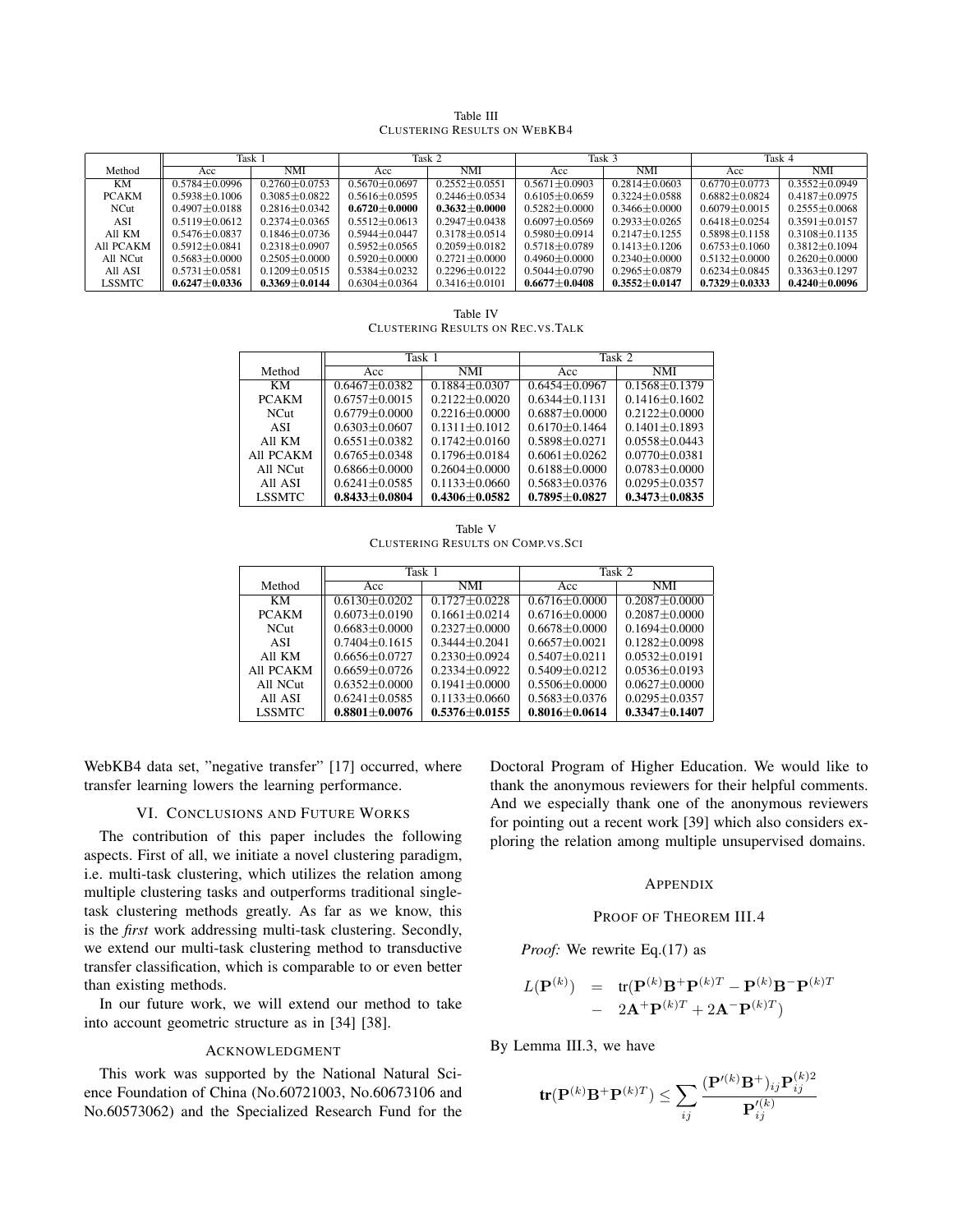Table III
CLUSTERING RESULTS ON WEBKB4

| | Task 1 | | Task 2 | | Task 3 | | Task 4 | |
|---|---|---|---|---|---|---|---|---|
| Method | Acc | NMI | Acc | NMI | Acc | NMI | Acc | NMI |
| KM | 0.5784±0.0996 | 0.2760±0.0753 | 0.5670±0.0697 | 0.2552±0.0551 | 0.5671±0.0903 | 0.2814±0.0603 | 0.6770±0.0773 | 0.3552±0.0949 |
| PCAKM | 0.5938±0.1006 | 0.3085±0.0822 | 0.5616±0.0595 | 0.2446±0.0534 | 0.6105±0.0659 | 0.3224±0.0588 | 0.6882±0.0824 | 0.4187±0.0975 |
| NCut | 0.4907±0.0188 | 0.2816±0.0342 | **0.6720±0.0000** | **0.3632±0.0000** | 0.5282±0.0000 | 0.3466±0.0000 | 0.6079±0.0015 | 0.2555±0.0068 |
| ASI | 0.5119±0.0612 | 0.2374±0.0365 | 0.5512±0.0613 | 0.2947±0.0438 | 0.6097±0.0569 | 0.2933±0.0265 | 0.6418±0.0254 | 0.3591±0.0157 |
| All KM | 0.5476±0.0837 | 0.1846±0.0736 | 0.5944±0.0447 | 0.3178±0.0514 | 0.5980±0.0914 | 0.2147±0.1255 | 0.5898±0.1158 | 0.3108±0.1135 |
| All PCAKM | 0.5912±0.0841 | 0.2318±0.0907 | 0.5952±0.0565 | 0.2059±0.0182 | 0.5718±0.0789 | 0.1413±0.1206 | 0.6753±0.1060 | 0.3812±0.1094 |
| All NCut | 0.5683±0.0000 | 0.2505±0.0000 | 0.5920±0.0000 | 0.2721±0.0000 | 0.4960±0.0000 | 0.2340±0.0000 | 0.5132±0.0000 | 0.2620±0.0000 |
| All ASI | 0.5731±0.0581 | 0.1209±0.0515 | 0.5384±0.0232 | 0.2296±0.0122 | 0.5044±0.0790 | 0.2965±0.0879 | 0.6234±0.0845 | 0.3363±0.1297 |
| LSSMTC | **0.6247±0.0336** | **0.3369±0.0144** | 0.6304±0.0364 | 0.3416±0.0101 | **0.6677±0.0408** | **0.3552±0.0147** | **0.7329±0.0333** | **0.4240±0.0096** |

Table IV
CLUSTERING RESULTS ON REC.VS.TALK

| | Task 1 | | Task 2 | |
|---|---|---|---|---|
| Method | Acc | NMI | Acc | NMI |
| KM | 0.6467±0.0382 | 0.1884±0.0307 | 0.6454±0.0967 | 0.1568±0.1379 |
| PCAKM | 0.6757±0.0015 | 0.2122±0.0020 | 0.6344±0.1131 | 0.1416±0.1602 |
| NCut | 0.6779±0.0000 | 0.2216±0.0000 | 0.6887±0.0000 | 0.2122±0.0000 |
| ASI | 0.6303±0.0607 | 0.1311±0.1012 | 0.6170±0.1464 | 0.1401±0.1893 |
| All KM | 0.6551±0.0382 | 0.1742±0.0160 | 0.5898±0.0271 | 0.0558±0.0443 |
| All PCAKM | 0.6765±0.0348 | 0.1796±0.0184 | 0.6061±0.0262 | 0.0770±0.0381 |
| All NCut | 0.6866±0.0000 | 0.2604±0.0000 | 0.6188±0.0000 | 0.0783±0.0000 |
| All ASI | 0.6241±0.0585 | 0.1133±0.0660 | 0.5683±0.0376 | 0.0295±0.0357 |
| LSSMTC | **0.8433±0.0804** | **0.4306±0.0582** | **0.7895±0.0827** | **0.3473±0.0835** |

Table V
CLUSTERING RESULTS ON COMP.VS.SCI

| | Task 1 | | Task 2 | |
|---|---|---|---|---|
| Method | Acc | NMI | Acc | NMI |
| KM | 0.6130±0.0202 | 0.1727±0.0228 | 0.6716±0.0000 | 0.2087±0.0000 |
| PCAKM | 0.6073±0.0190 | 0.1661±0.0214 | 0.6716±0.0000 | 0.2087±0.0000 |
| NCut | 0.6683±0.0000 | 0.2327±0.0000 | 0.6678±0.0000 | 0.1694±0.0000 |
| ASI | 0.7404±0.1615 | 0.3444±0.2041 | 0.6657±0.0021 | 0.1282±0.0098 |
| All KM | 0.6656±0.0727 | 0.2330±0.0924 | 0.5407±0.0211 | 0.0532±0.0191 |
| All PCAKM | 0.6659±0.0726 | 0.2334±0.0922 | 0.5409±0.0212 | 0.0536±0.0193 |
| All NCut | 0.6352±0.0000 | 0.1941±0.0000 | 0.5506±0.0000 | 0.0627±0.0000 |
| All ASI | 0.6241±0.0585 | 0.1133±0.0660 | 0.5683±0.0376 | 0.0295±0.0357 |
| LSSMTC | **0.8801±0.0076** | **0.5376±0.0155** | **0.8016±0.0614** | **0.3347±0.1407** |

WebKB4 data set, "negative transfer" [17] occurred, where transfer learning lowers the learning performance.

## VI. CONCLUSIONS AND FUTURE WORKS

The contribution of this paper includes the following aspects. First of all, we initiate a novel clustering paradigm, i.e. multi-task clustering, which utilizes the relation among multiple clustering tasks and outperforms traditional single-task clustering methods greatly. As far as we know, this is the *first* work addressing multi-task clustering. Secondly, we extend our multi-task clustering method to transductive transfer classification, which is comparable to or even better than existing methods.

In our future work, we will extend our method to take into account geometric structure as in [34] [38].

## ACKNOWLEDGMENT

This work was supported by the National Natural Science Foundation of China (No.60721003, No.60673106 and No.60573062) and the Specialized Research Fund for the Doctoral Program of Higher Education. We would like to thank the anonymous reviewers for their helpful comments. And we especially thank one of the anonymous reviewers for pointing out a recent work [39] which also considers exploring the relation among multiple unsupervised domains.

## APPENDIX

### PROOF OF THEOREM III.4

*Proof:* We rewrite Eq.(17) as

$$L(\mathbf{P}^{(k)}) = \text{tr}(\mathbf{P}^{(k)}\mathbf{B}^{+}\mathbf{P}^{(k)T} - \mathbf{P}^{(k)}\mathbf{B}^{-}\mathbf{P}^{(k)T} - 2\mathbf{A}^{+}\mathbf{P}^{(k)T} + 2\mathbf{A}^{-}\mathbf{P}^{(k)T})$$

By Lemma III.3, we have

$$\mathbf{tr}(\mathbf{P}^{(k)}\mathbf{B}^{+}\mathbf{P}^{(k)T}) \leq \sum_{ij} \frac{(\mathbf{P}'^{(k)}\mathbf{B}^{+})_{ij}\mathbf{P}_{ij}^{(k)2}}{\mathbf{P}_{ij}'^{(k)}}$$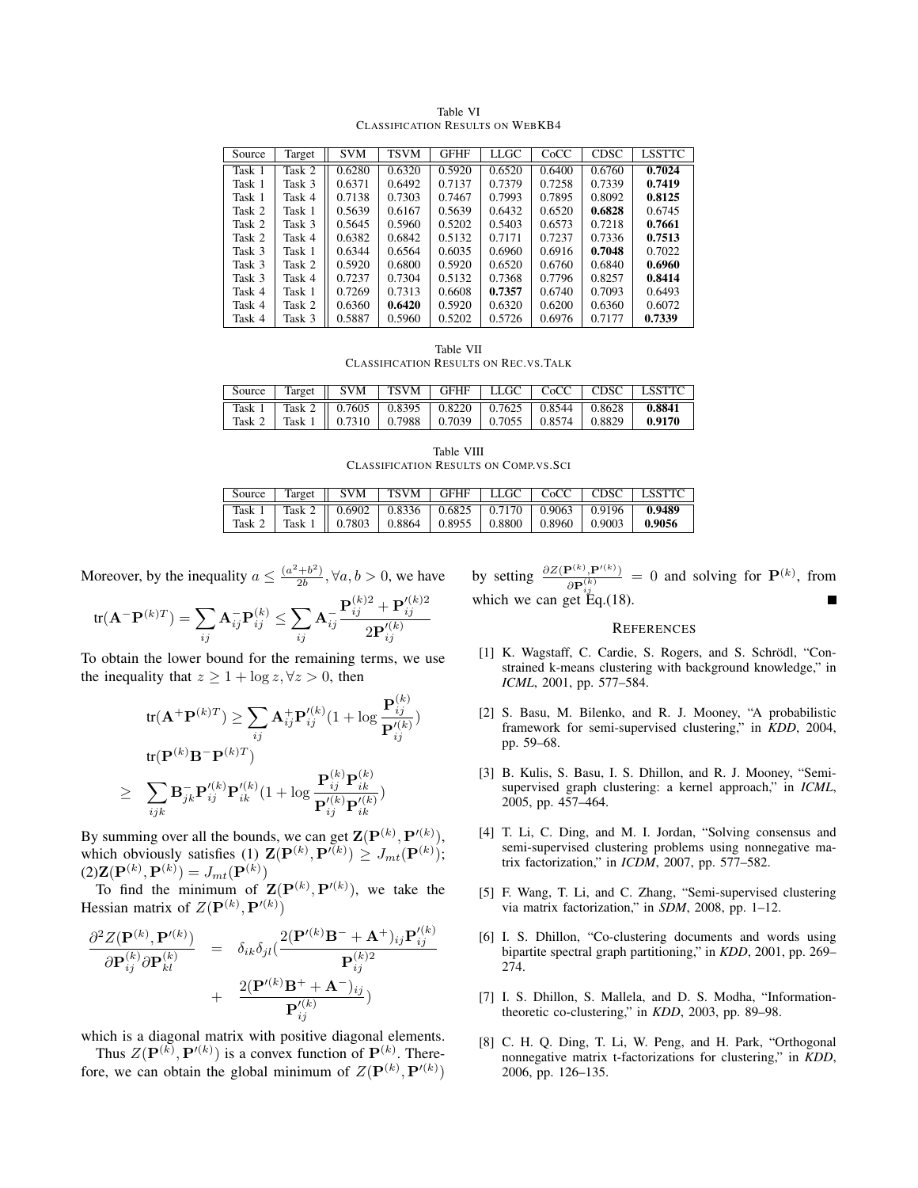Table VI
CLASSIFICATION RESULTS ON WEBKB4

| Source | Target | SVM | TSVM | GFHF | LLGC | CoCC | CDSC | LSSTTC |
|---|---|---|---|---|---|---|---|---|
| Task 1 | Task 2 | 0.6280 | 0.6320 | 0.5920 | 0.6520 | 0.6400 | 0.6760 | **0.7024** |
| Task 1 | Task 3 | 0.6371 | 0.6492 | 0.7137 | 0.7379 | 0.7258 | 0.7339 | **0.7419** |
| Task 1 | Task 4 | 0.7138 | 0.7303 | 0.7467 | 0.7993 | 0.7895 | 0.8092 | **0.8125** |
| Task 2 | Task 1 | 0.5639 | 0.6167 | 0.5639 | 0.6432 | 0.6520 | **0.6828** | 0.6745 |
| Task 2 | Task 3 | 0.5645 | 0.5960 | 0.5202 | 0.5403 | 0.6573 | 0.7218 | **0.7661** |
| Task 2 | Task 4 | 0.6382 | 0.6842 | 0.5132 | 0.7171 | 0.7237 | 0.7336 | **0.7513** |
| Task 3 | Task 1 | 0.6344 | 0.6564 | 0.6035 | 0.6960 | 0.6916 | **0.7048** | 0.7022 |
| Task 3 | Task 2 | 0.5920 | 0.6800 | 0.5920 | 0.6520 | 0.6760 | 0.6840 | **0.6960** |
| Task 3 | Task 4 | 0.7237 | 0.7304 | 0.5132 | 0.7368 | 0.7796 | 0.8257 | **0.8414** |
| Task 4 | Task 1 | 0.7269 | 0.7313 | 0.6608 | **0.7357** | 0.6740 | 0.7093 | 0.6493 |
| Task 4 | Task 2 | 0.6360 | **0.6420** | 0.5920 | 0.6320 | 0.6200 | 0.6360 | 0.6072 |
| Task 4 | Task 3 | 0.5887 | 0.5960 | 0.5202 | 0.5726 | 0.6976 | 0.7177 | **0.7339** |

Table VII
CLASSIFICATION RESULTS ON REC.VS.TALK

| Source | Target | SVM | TSVM | GFHF | LLGC | CoCC | CDSC | LSSTTC |
|---|---|---|---|---|---|---|---|---|
| Task 1 | Task 2 | 0.7605 | 0.8395 | 0.8220 | 0.7625 | 0.8544 | 0.8628 | **0.8841** |
| Task 2 | Task 1 | 0.7310 | 0.7988 | 0.7039 | 0.7055 | 0.8574 | 0.8829 | **0.9170** |

Table VIII
CLASSIFICATION RESULTS ON COMP.VS.SCI

| Source | Target | SVM | TSVM | GFHF | LLGC | CoCC | CDSC | LSSTTC |
|---|---|---|---|---|---|---|---|---|
| Task 1 | Task 2 | 0.6902 | 0.8336 | 0.6825 | 0.7170 | 0.9063 | 0.9196 | **0.9489** |
| Task 2 | Task 1 | 0.7803 | 0.8864 | 0.8955 | 0.8800 | 0.8960 | 0.9003 | **0.9056** |

Moreover, by the inequality $a \leq \frac{(a^2+b^2)}{2b}, \forall a, b > 0$, we have

$$\mathrm{tr}(\mathbf{A}^{-}\mathbf{P}^{(k)T}) = \sum_{ij} \mathbf{A}^{-}_{ij}\mathbf{P}^{(k)}_{ij} \leq \sum_{ij} \mathbf{A}^{-}_{ij} \frac{\mathbf{P}^{(k)2}_{ij} + \mathbf{P}'^{(k)2}_{ij}}{2\mathbf{P}'^{(k)}_{ij}}$$

To obtain the lower bound for the remaining terms, we use the inequality that $z \geq 1 + \log z, \forall z > 0$, then

$$\mathrm{tr}(\mathbf{A}^{+}\mathbf{P}^{(k)T}) \geq \sum_{ij} \mathbf{A}^{+}_{ij}\mathbf{P}'^{(k)}_{ij}(1 + \log \frac{\mathbf{P}^{(k)}_{ij}}{\mathbf{P}'^{(k)}_{ij}})$$

$$\mathrm{tr}(\mathbf{P}^{(k)}\mathbf{B}^{-}\mathbf{P}^{(k)T})$$

$$\geq \sum_{ijk} \mathbf{B}^{-}_{jk}\mathbf{P}'^{(k)}_{ij}\mathbf{P}'^{(k)}_{ik}(1 + \log \frac{\mathbf{P}^{(k)}_{ij}\mathbf{P}^{(k)}_{ik}}{\mathbf{P}'^{(k)}_{ij}\mathbf{P}'^{(k)}_{ik}})$$

By summing over all the bounds, we can get $\mathbf{Z}(\mathbf{P}^{(k)}, \mathbf{P}'^{(k)})$, which obviously satisfies (1) $\mathbf{Z}(\mathbf{P}^{(k)}, \mathbf{P}'^{(k)}) \geq J_{mt}(\mathbf{P}^{(k)})$; (2)$\mathbf{Z}(\mathbf{P}^{(k)}, \mathbf{P}^{(k)}) = J_{mt}(\mathbf{P}^{(k)})$

To find the minimum of $\mathbf{Z}(\mathbf{P}^{(k)}, \mathbf{P}'^{(k)})$, we take the Hessian matrix of $Z(\mathbf{P}^{(k)}, \mathbf{P}'^{(k)})$

$$\frac{\partial^2 Z(\mathbf{P}^{(k)}, \mathbf{P}'^{(k)})}{\partial \mathbf{P}^{(k)}_{ij} \partial \mathbf{P}^{(k)}_{kl}} = \delta_{ik}\delta_{jl}(\frac{2(\mathbf{P}'^{(k)}\mathbf{B}^{-} + \mathbf{A}^{+})_{ij}\mathbf{P}'^{(k)}_{ij}}{\mathbf{P}^{(k)2}_{ij}} + \frac{2(\mathbf{P}'^{(k)}\mathbf{B}^{+} + \mathbf{A}^{-})_{ij}}{\mathbf{P}'^{(k)}_{ij}})$$

which is a diagonal matrix with positive diagonal elements.

Thus $Z(\mathbf{P}^{(k)}, \mathbf{P}'^{(k)})$ is a convex function of $\mathbf{P}^{(k)}$. Therefore, we can obtain the global minimum of $Z(\mathbf{P}^{(k)}, \mathbf{P}'^{(k)})$ by setting $\frac{\partial Z(\mathbf{P}^{(k)}, \mathbf{P}'^{(k)})}{\partial \mathbf{P}^{(k)}_{ij}} = 0$ and solving for $\mathbf{P}^{(k)}$, from which we can get Eq.(18). ∎

## REFERENCES

[1] K. Wagstaff, C. Cardie, S. Rogers, and S. Schrödl, "Constrained k-means clustering with background knowledge," in *ICML*, 2001, pp. 577–584.

[2] S. Basu, M. Bilenko, and R. J. Mooney, "A probabilistic framework for semi-supervised clustering," in *KDD*, 2004, pp. 59–68.

[3] B. Kulis, S. Basu, I. S. Dhillon, and R. J. Mooney, "Semi-supervised graph clustering: a kernel approach," in *ICML*, 2005, pp. 457–464.

[4] T. Li, C. Ding, and M. I. Jordan, "Solving consensus and semi-supervised clustering problems using nonnegative matrix factorization," in *ICDM*, 2007, pp. 577–582.

[5] F. Wang, T. Li, and C. Zhang, "Semi-supervised clustering via matrix factorization," in *SDM*, 2008, pp. 1–12.

[6] I. S. Dhillon, "Co-clustering documents and words using bipartite spectral graph partitioning," in *KDD*, 2001, pp. 269–274.

[7] I. S. Dhillon, S. Mallela, and D. S. Modha, "Information-theoretic co-clustering," in *KDD*, 2003, pp. 89–98.

[8] C. H. Q. Ding, T. Li, W. Peng, and H. Park, "Orthogonal nonnegative matrix t-factorizations for clustering," in *KDD*, 2006, pp. 126–135.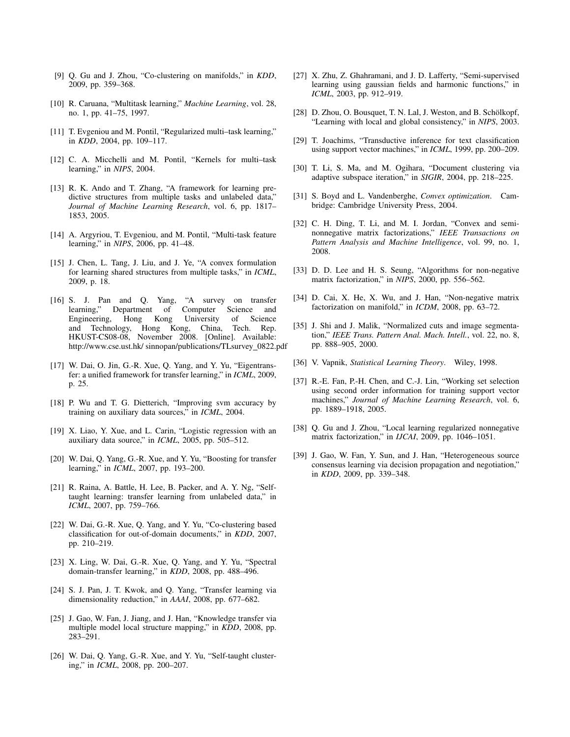[9] Q. Gu and J. Zhou, "Co-clustering on manifolds," in *KDD*, 2009, pp. 359–368.

[10] R. Caruana, "Multitask learning," *Machine Learning*, vol. 28, no. 1, pp. 41–75, 1997.

[11] T. Evgeniou and M. Pontil, "Regularized multi–task learning," in *KDD*, 2004, pp. 109–117.

[12] C. A. Micchelli and M. Pontil, "Kernels for multi–task learning," in *NIPS*, 2004.

[13] R. K. Ando and T. Zhang, "A framework for learning predictive structures from multiple tasks and unlabeled data," *Journal of Machine Learning Research*, vol. 6, pp. 1817–1853, 2005.

[14] A. Argyriou, T. Evgeniou, and M. Pontil, "Multi-task feature learning," in *NIPS*, 2006, pp. 41–48.

[15] J. Chen, L. Tang, J. Liu, and J. Ye, "A convex formulation for learning shared structures from multiple tasks," in *ICML*, 2009, p. 18.

[16] S. J. Pan and Q. Yang, "A survey on transfer learning," Department of Computer Science and Engineering, Hong Kong University of Science and Technology, Hong Kong, China, Tech. Rep. HKUST-CS08-08, November 2008. [Online]. Available: http://www.cse.ust.hk/ sinnopan/publications/TLsurvey_0822.pdf

[17] W. Dai, O. Jin, G.-R. Xue, Q. Yang, and Y. Yu, "Eigentransfer: a unified framework for transfer learning," in *ICML*, 2009, p. 25.

[18] P. Wu and T. G. Dietterich, "Improving svm accuracy by training on auxiliary data sources," in *ICML*, 2004.

[19] X. Liao, Y. Xue, and L. Carin, "Logistic regression with an auxiliary data source," in *ICML*, 2005, pp. 505–512.

[20] W. Dai, Q. Yang, G.-R. Xue, and Y. Yu, "Boosting for transfer learning," in *ICML*, 2007, pp. 193–200.

[21] R. Raina, A. Battle, H. Lee, B. Packer, and A. Y. Ng, "Self-taught learning: transfer learning from unlabeled data," in *ICML*, 2007, pp. 759–766.

[22] W. Dai, G.-R. Xue, Q. Yang, and Y. Yu, "Co-clustering based classification for out-of-domain documents," in *KDD*, 2007, pp. 210–219.

[23] X. Ling, W. Dai, G.-R. Xue, Q. Yang, and Y. Yu, "Spectral domain-transfer learning," in *KDD*, 2008, pp. 488–496.

[24] S. J. Pan, J. T. Kwok, and Q. Yang, "Transfer learning via dimensionality reduction," in *AAAI*, 2008, pp. 677–682.

[25] J. Gao, W. Fan, J. Jiang, and J. Han, "Knowledge transfer via multiple model local structure mapping," in *KDD*, 2008, pp. 283–291.

[26] W. Dai, Q. Yang, G.-R. Xue, and Y. Yu, "Self-taught clustering," in *ICML*, 2008, pp. 200–207.

[27] X. Zhu, Z. Ghahramani, and J. D. Lafferty, "Semi-supervised learning using gaussian fields and harmonic functions," in *ICML*, 2003, pp. 912–919.

[28] D. Zhou, O. Bousquet, T. N. Lal, J. Weston, and B. Schölkopf, "Learning with local and global consistency," in *NIPS*, 2003.

[29] T. Joachims, "Transductive inference for text classification using support vector machines," in *ICML*, 1999, pp. 200–209.

[30] T. Li, S. Ma, and M. Ogihara, "Document clustering via adaptive subspace iteration," in *SIGIR*, 2004, pp. 218–225.

[31] S. Boyd and L. Vandenberghe, *Convex optimization*. Cambridge: Cambridge University Press, 2004.

[32] C. H. Ding, T. Li, and M. I. Jordan, "Convex and semi-nonnegative matrix factorizations," *IEEE Transactions on Pattern Analysis and Machine Intelligence*, vol. 99, no. 1, 2008.

[33] D. D. Lee and H. S. Seung, "Algorithms for non-negative matrix factorization," in *NIPS*, 2000, pp. 556–562.

[34] D. Cai, X. He, X. Wu, and J. Han, "Non-negative matrix factorization on manifold," in *ICDM*, 2008, pp. 63–72.

[35] J. Shi and J. Malik, "Normalized cuts and image segmentation," *IEEE Trans. Pattern Anal. Mach. Intell.*, vol. 22, no. 8, pp. 888–905, 2000.

[36] V. Vapnik, *Statistical Learning Theory*. Wiley, 1998.

[37] R.-E. Fan, P.-H. Chen, and C.-J. Lin, "Working set selection using second order information for training support vector machines," *Journal of Machine Learning Research*, vol. 6, pp. 1889–1918, 2005.

[38] Q. Gu and J. Zhou, "Local learning regularized nonnegative matrix factorization," in *IJCAI*, 2009, pp. 1046–1051.

[39] J. Gao, W. Fan, Y. Sun, and J. Han, "Heterogeneous source consensus learning via decision propagation and negotiation," in *KDD*, 2009, pp. 339–348.